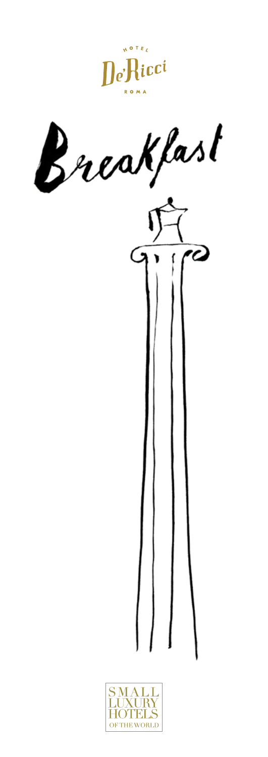HOTEL

De'Ricci

ROMA

# Breakfast

SMALL LUXURY HOTELS OF THE WORLD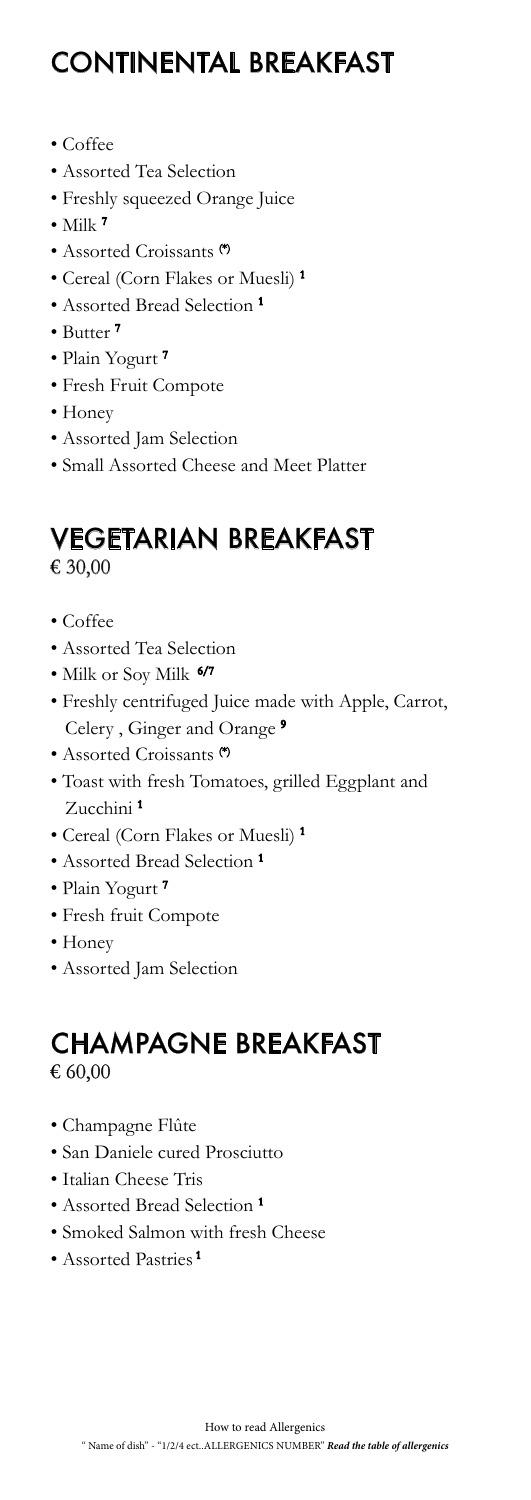# CONTINENTAL BREAKFAST

- Coffee
- Assorted Tea Selection
- Freshly squeezed Orange Juice
- Milk [7]
- Assorted Croissants [(*)]
- Cereal (Corn Flakes or Muesli) [1]
- Assorted Bread Selection [1]
- Butter [7]
- Plain Yogurt [7]
- Fresh Fruit Compote
- Honey
- Assorted Jam Selection
- Small Assorted Cheese and Meet Platter

# VEGETARIAN BREAKFAST

€ 30,00

- Coffee
- Assorted Tea Selection
- Milk or Soy Milk [6/7]
- Freshly centrifuged Juice made with Apple, Carrot, Celery , Ginger and Orange [9]
- Assorted Croissants [(*)]
- Toast with fresh Tomatoes, grilled Eggplant and Zucchini [1]
- Cereal (Corn Flakes or Muesli) [1]
- Assorted Bread Selection [1]
- Plain Yogurt [7]
- Fresh fruit Compote
- Honey
- Assorted Jam Selection

# CHAMPAGNE BREAKFAST

€ 60,00

- Champagne Flûte
- San Daniele cured Prosciutto
- Italian Cheese Tris
- Assorted Bread Selection [1]
- Smoked Salmon with fresh Cheese
- Assorted Pastries [1]

How to read Allergenics

" Name of dish" - "1/2/4 ect..ALLERGENICS NUMBER" ***Read the table of allergenics***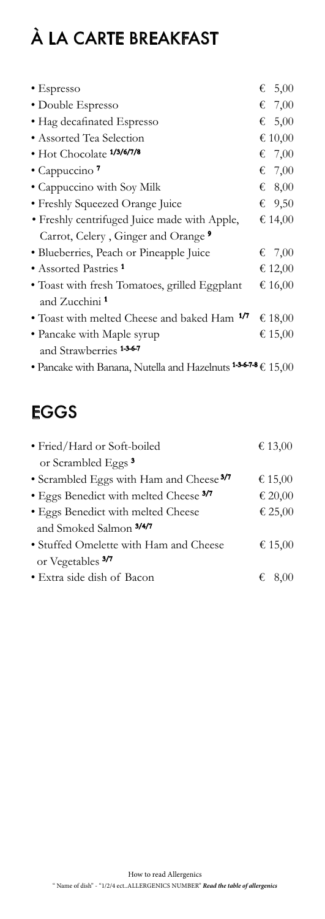# À LA CARTE BREAKFAST

| | |
|---|---|
| • Espresso | € 5,00 |
| • Double Espresso | € 7,00 |
| • Hag decafinated Espresso | € 5,00 |
| • Assorted Tea Selection | € 10,00 |
| • Hot Chocolate [1/3/6/7/8] | € 7,00 |
| • Cappuccino [7] | € 7,00 |
| • Cappuccino with Soy Milk | € 8,00 |
| • Freshly Squeezed Orange Juice | € 9,50 |
| • Freshly centrifuged Juice made with Apple, Carrot, Celery , Ginger and Orange [9] | € 14,00 |
| • Blueberries, Peach or Pineapple Juice | € 7,00 |
| • Assorted Pastries [1] | € 12,00 |
| • Toast with fresh Tomatoes, grilled Eggplant and Zucchini [1] | € 16,00 |
| • Toast with melted Cheese and baked Ham [1/7] | € 18,00 |
| • Pancake with Maple syrup and Strawberries [1-3-6-7] | € 15,00 |
| • Pancake with Banana, Nutella and Hazelnuts [1-3-6-7-8] | € 15,00 |

# EGGS

| | |
|---|---|
| • Fried/Hard or Soft-boiled or Scrambled Eggs [3] | € 13,00 |
| • Scrambled Eggs with Ham and Cheese [3/7] | € 15,00 |
| • Eggs Benedict with melted Cheese [3/7] | € 20,00 |
| • Eggs Benedict with melted Cheese and Smoked Salmon [3/4/7] | € 25,00 |
| • Stuffed Omelette with Ham and Cheese or Vegetables [3/7] | € 15,00 |
| • Extra side dish of Bacon | € 8,00 |

How to read Allergenics

" Name of dish" - "1/2/4 ect..ALLERGENICS NUMBER" ***Read the table of allergenics***